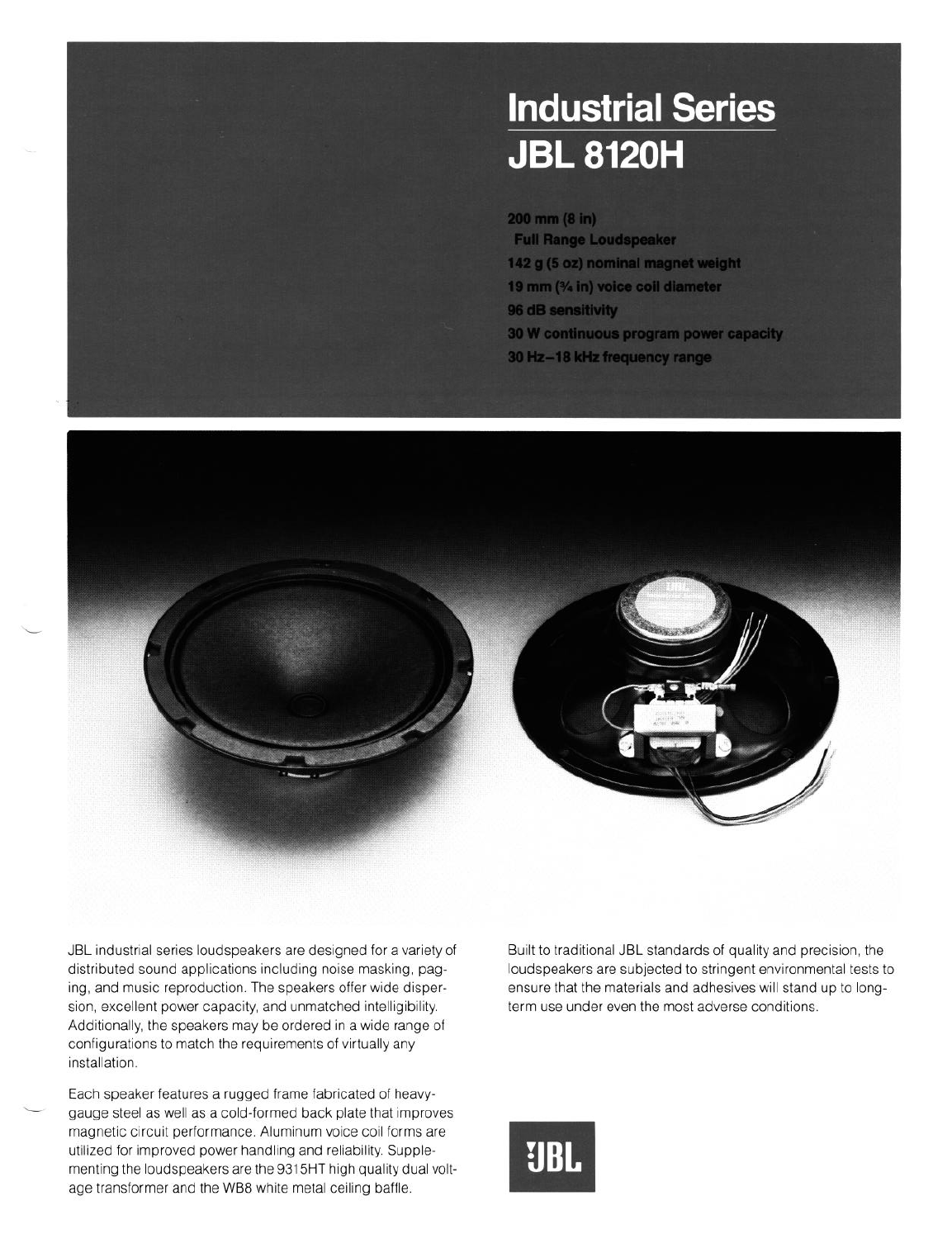# Industrial Series
# JBL 8120H

**200 mm (8 in)**
**Full Range Loudspeaker**
**142 g (5 oz) nominal magnet weight**
**19 mm (¾ in) voice coil diameter**
**96 dB sensitivity**
**30 W continuous program power capacity**
**30 Hz–18 kHz frequency range**

JBL industrial series loudspeakers are designed for a variety of distributed sound applications including noise masking, paging, and music reproduction. The speakers offer wide dispersion, excellent power capacity, and unmatched intelligibility. Additionally, the speakers may be ordered in a wide range of configurations to match the requirements of virtually any installation.

Each speaker features a rugged frame fabricated of heavy-gauge steel as well as a cold-formed back plate that improves magnetic circuit performance. Aluminum voice coil forms are utilized for improved power handling and reliability. Supplementing the loudspeakers are the 9315HT high quality dual voltage transformer and the WB8 white metal ceiling baffle.

Built to traditional JBL standards of quality and precision, the loudspeakers are subjected to stringent environmental tests to ensure that the materials and adhesives will stand up to long-term use under even the most adverse conditions.

JBL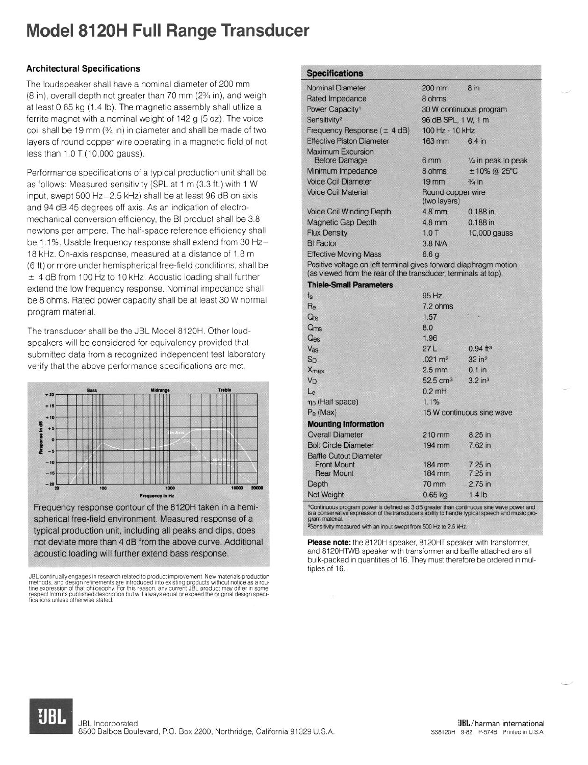# Model 8120H Full Range Transducer

### Architectural Specifications

The loudspeaker shall have a nominal diameter of 200 mm (8 in), overall depth not greater than 70 mm (2¾ in), and weigh at least 0.65 kg (1.4 lb). The magnetic assembly shall utilize a ferrite magnet with a nominal weight of 142 g (5 oz). The voice coil shall be 19 mm (¾ in) in diameter and shall be made of two layers of round copper wire operating in a magnetic field of not less than 1.0 T (10,000 gauss).

Performance specifications of a typical production unit shall be as follows: Measured sensitivity (SPL at 1 m (3.3 ft.) with 1 W input, swept 500 Hz–2.5 kHz) shall be at least 96 dB on axis and 94 dB 45 degrees off axis. As an indication of electro-mechanical conversion efficiency, the Bl product shall be 3.8 newtons per ampere. The half-space reference efficiency shall be 1.1%. Usable frequency response shall extend from 30 Hz–18 kHz. On-axis response, measured at a distance of 1.8 m (6 ft) or more under hemispherical free-field conditions, shall be ± 4 dB from 100 Hz to 10 kHz. Acoustic loading shall further extend the low frequency response. Nominal impedance shall be 8 ohms. Rated power capacity shall be at least 30 W normal program material.

The transducer shall be the JBL Model 8120H. Other loudspeakers will be considered for equivalency provided that submitted data from a recognized independent test laboratory verify that the above performance specifications are met.

Bass
Midrange
Treble
+20
+15
+10
+5
0
−5
−10
−15
−20
Response in dB
On Axis
20
100
1000
10000
20000
Frequency in Hz

Frequency response contour of the 8120H taken in a hemispherical free-field environment. Measured response of a typical production unit, including all peaks and dips, does not deviate more than 4 dB from the above curve. Additional acoustic loading will further extend bass response.

JBL continually engages in research related to product improvement. New materials production methods, and design refinements are introduced into existing products without notice as a routine expression of that philosophy. For this reason, any current JBL product may differ in some respect from its published description but will always equal or exceed the original design specifications unless otherwise stated.

### Specifications

| | | |
|---|---|---|
| Nominal Diameter | 200 mm | 8 in |
| Rated Impedance | 8 ohms | |
| Power Capacity[1] | 30 W continuous program | |
| Sensitivity[2] | 96 dB SPL, 1 W, 1 m | |
| Frequency Response (± 4 dB) | 100 Hz - 10 kHz | |
| Effective Piston Diameter | 163 mm | 6.4 in |
| Maximum Excursion Before Damage | 6 mm | ¼ in peak to peak |
| Minimum Impedance | 8 ohms | ±10% @ 25°C |
| Voice Coil Diameter | 19 mm | ¾ in |
| Voice Coil Material | Round copper wire (two layers) | |
| Voice Coil Winding Depth | 4.8 mm | 0.188 in. |
| Magnetic Gap Depth | 4.8 mm | 0.188 in |
| Flux Density | 1.0 T | 10,000 gauss |
| Bl Factor | 3.8 N/A | |
| Effective Moving Mass | 6.6 g | |

Positive voltage on left terminal gives forward diaphragm motion (as viewed from the rear of the transducer, terminals at top).

### Thiele-Small Parameters

| | | |
|---|---|---|
| $f_s$ | 95 Hz | |
| $R_e$ | 7.2 ohms | |
| $Q_{ts}$ | 1.57 | |
| $Q_{ms}$ | 8.0 | |
| $Q_{es}$ | 1.96 | |
| $V_{as}$ | 27 L | 0.94 ft³ |
| $S_D$ | .021 m² | 32 in² |
| $X_{max}$ | 2.5 mm | 0.1 in |
| $V_D$ | 52.5 cm³ | 3.2 in³ |
| $L_e$ | 0.2 mH | |
| $\eta_0$ (Half space) | 1.1% | |
| $P_e$ (Max) | 15 W continuous sine wave | |

### Mounting Information

| | | |
|---|---|---|
| Overall Diameter | 210 mm | 8.25 in |
| Bolt Circle Diameter | 194 mm | 7.62 in |
| Baffle Cutout Diameter Front Mount | 184 mm | 7.25 in |
| Rear Mount | 184 mm | 7.25 in |
| Depth | 70 mm | 2.75 in |
| Net Weight | 0.65 kg | 1.4 lb |

[1]Continuous program power is defined as 3 dB greater than continuous sine wave power and is a conservative expression of the transducer's ability to handle typical speech and music program material.

[2]Sensitivity measured with an input swept from 500 Hz to 2.5 kHz.

**Please note:** the 8120H speaker, 8120HT speaker with transformer, and 8120HTWB speaker with transformer and baffle attached are all bulk-packed in quantities of 16. They must therefore be ordered in multiples of 16.

JBL Incorporated
8500 Balboa Boulevard, P.O. Box 2200, Northridge, California 91329 U.S.A.

JBL/harman international
SS8120H 9-82 P-574B Printed in U.S.A.